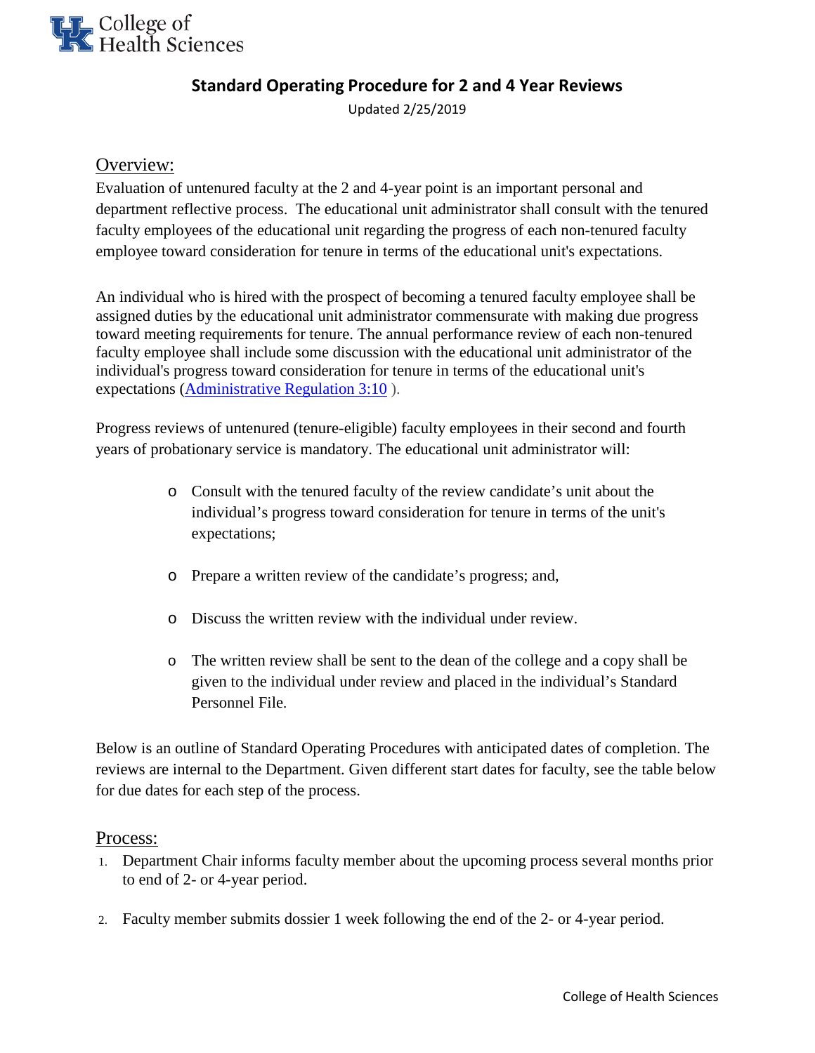College of Health Sciences

# Standard Operating Procedure for 2 and 4 Year Reviews

Updated 2/25/2019

## Overview:

Evaluation of untenured faculty at the 2 and 4-year point is an important personal and department reflective process. The educational unit administrator shall consult with the tenured faculty employees of the educational unit regarding the progress of each non-tenured faculty employee toward consideration for tenure in terms of the educational unit's expectations.

An individual who is hired with the prospect of becoming a tenured faculty employee shall be assigned duties by the educational unit administrator commensurate with making due progress toward meeting requirements for tenure. The annual performance review of each non-tenured faculty employee shall include some discussion with the educational unit administrator of the individual's progress toward consideration for tenure in terms of the educational unit's expectations (Administrative Regulation 3:10 ).

Progress reviews of untenured (tenure-eligible) faculty employees in their second and fourth years of probationary service is mandatory. The educational unit administrator will:

- Consult with the tenured faculty of the review candidate's unit about the individual's progress toward consideration for tenure in terms of the unit's expectations;
- Prepare a written review of the candidate's progress; and,
- Discuss the written review with the individual under review.
- The written review shall be sent to the dean of the college and a copy shall be given to the individual under review and placed in the individual's Standard Personnel File.

Below is an outline of Standard Operating Procedures with anticipated dates of completion. The reviews are internal to the Department. Given different start dates for faculty, see the table below for due dates for each step of the process.

## Process:

1. Department Chair informs faculty member about the upcoming process several months prior to end of 2- or 4-year period.
2. Faculty member submits dossier 1 week following the end of the 2- or 4-year period.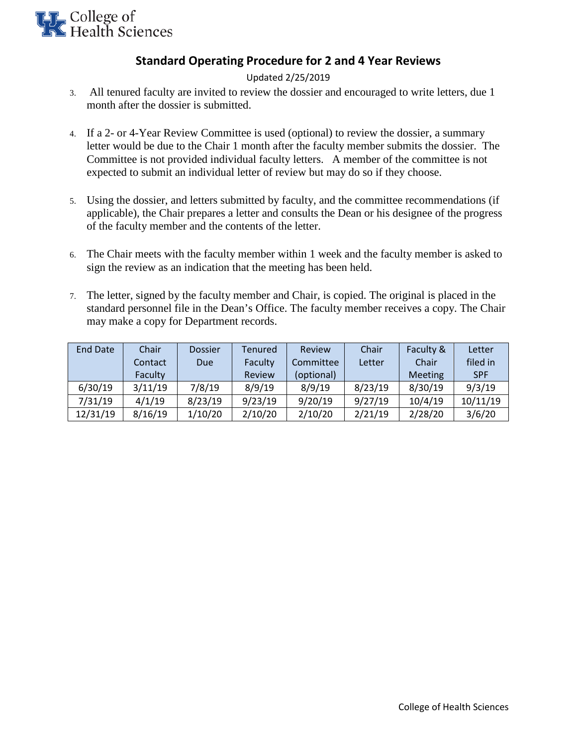## Standard Operating Procedure for 2 and 4 Year Reviews

Updated 2/25/2019

3. All tenured faculty are invited to review the dossier and encouraged to write letters, due 1 month after the dossier is submitted.

4. If a 2- or 4-Year Review Committee is used (optional) to review the dossier, a summary letter would be due to the Chair 1 month after the faculty member submits the dossier. The Committee is not provided individual faculty letters. A member of the committee is not expected to submit an individual letter of review but may do so if they choose.

5. Using the dossier, and letters submitted by faculty, and the committee recommendations (if applicable), the Chair prepares a letter and consults the Dean or his designee of the progress of the faculty member and the contents of the letter.

6. The Chair meets with the faculty member within 1 week and the faculty member is asked to sign the review as an indication that the meeting has been held.

7. The letter, signed by the faculty member and Chair, is copied. The original is placed in the standard personnel file in the Dean's Office. The faculty member receives a copy. The Chair may make a copy for Department records.

| End Date | Chair Contact Faculty | Dossier Due | Tenured Faculty Review | Review Committee (optional) | Chair Letter | Faculty & Chair Meeting | Letter filed in SPF |
|---|---|---|---|---|---|---|---|
| 6/30/19 | 3/11/19 | 7/8/19 | 8/9/19 | 8/9/19 | 8/23/19 | 8/30/19 | 9/3/19 |
| 7/31/19 | 4/1/19 | 8/23/19 | 9/23/19 | 9/20/19 | 9/27/19 | 10/4/19 | 10/11/19 |
| 12/31/19 | 8/16/19 | 1/10/20 | 2/10/20 | 2/10/20 | 2/21/19 | 2/28/20 | 3/6/20 |